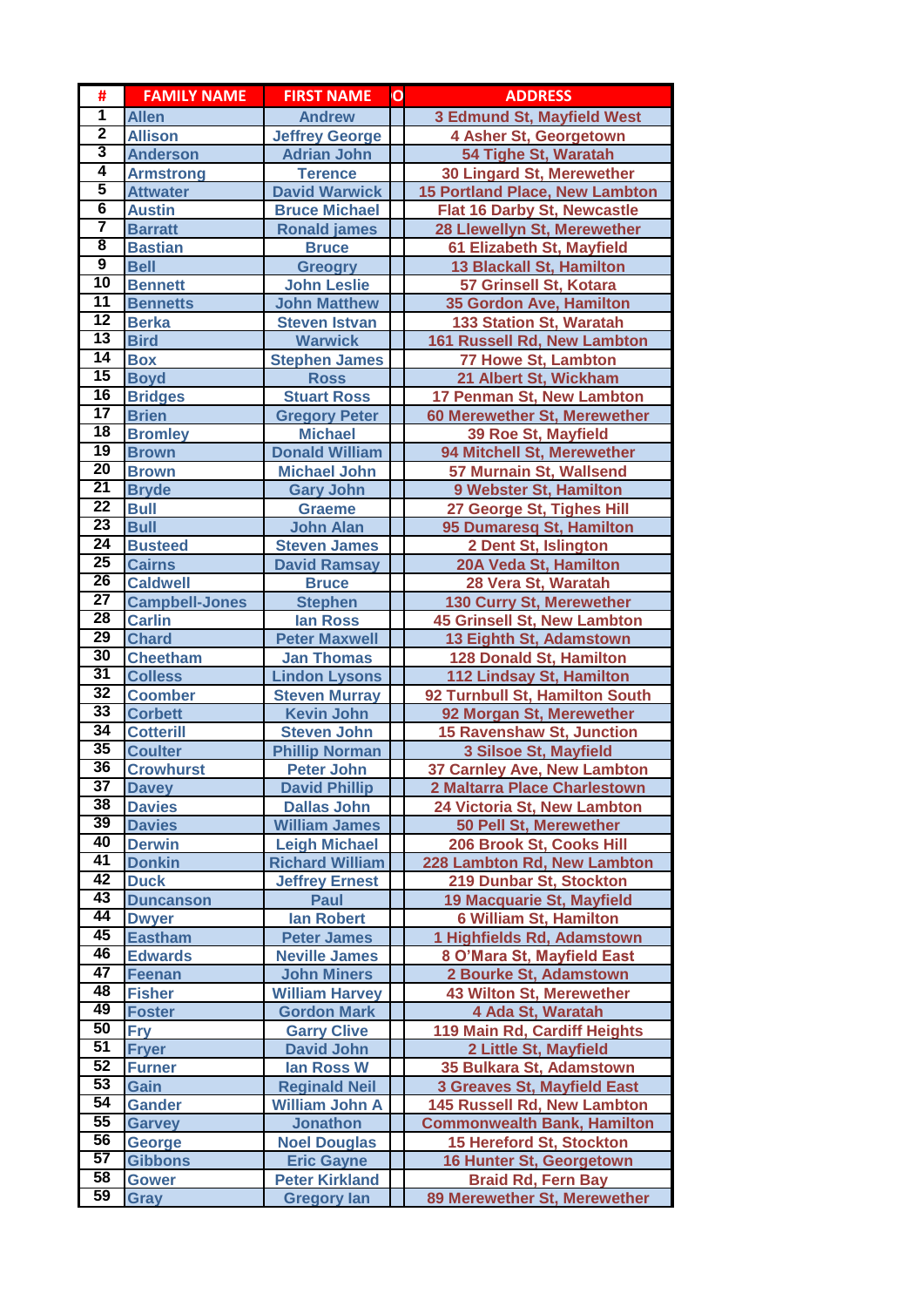| # | FAMILY NAME | FIRST NAME | O | ADDRESS |
|---|---|---|---|---|
| 1 | Allen | Andrew | | 3 Edmund St, Mayfield West |
| 2 | Allison | Jeffrey George | | 4 Asher St, Georgetown |
| 3 | Anderson | Adrian John | | 54 Tighe St, Waratah |
| 4 | Armstrong | Terence | | 30 Lingard St, Merewether |
| 5 | Attwater | David Warwick | | 15 Portland Place, New Lambton |
| 6 | Austin | Bruce Michael | | Flat 16 Darby St, Newcastle |
| 7 | Barratt | Ronald james | | 28 Llewellyn St, Merewether |
| 8 | Bastian | Bruce | | 61 Elizabeth St, Mayfield |
| 9 | Bell | Gregory | | 13 Blackall St, Hamilton |
| 10 | Bennett | John Leslie | | 57 Grinsell St, Kotara |
| 11 | Bennetts | John Matthew | | 35 Gordon Ave, Hamilton |
| 12 | Berka | Steven Istvan | | 133 Station St, Waratah |
| 13 | Bird | Warwick | | 161 Russell Rd, New Lambton |
| 14 | Box | Stephen James | | 77 Howe St, Lambton |
| 15 | Boyd | Ross | | 21 Albert St, Wickham |
| 16 | Bridges | Stuart Ross | | 17 Penman St, New Lambton |
| 17 | Brien | Gregory Peter | | 60 Merewether St, Merewether |
| 18 | Bromley | Michael | | 39 Roe St, Mayfield |
| 19 | Brown | Donald William | | 94 Mitchell St, Merewether |
| 20 | Brown | Michael John | | 57 Murnain St, Wallsend |
| 21 | Bryde | Gary John | | 9 Webster St, Hamilton |
| 22 | Bull | Graeme | | 27 George St, Tighes Hill |
| 23 | Bull | John Alan | | 95 Dumaresq St, Hamilton |
| 24 | Busteed | Steven James | | 2 Dent St, Islington |
| 25 | Cairns | David Ramsay | | 20A Veda St, Hamilton |
| 26 | Caldwell | Bruce | | 28 Vera St, Waratah |
| 27 | Campbell-Jones | Stephen | | 130 Curry St, Merewether |
| 28 | Carlin | Ian Ross | | 45 Grinsell St, New Lambton |
| 29 | Chard | Peter Maxwell | | 13 Eighth St, Adamstown |
| 30 | Cheetham | Jan Thomas | | 128 Donald St, Hamilton |
| 31 | Colless | Lindon Lysons | | 112 Lindsay St, Hamilton |
| 32 | Coomber | Steven Murray | | 92 Turnbull St, Hamilton South |
| 33 | Corbett | Kevin John | | 92 Morgan St, Merewether |
| 34 | Cotterill | Steven John | | 15 Ravenshaw St, Junction |
| 35 | Coulter | Phillip Norman | | 3 Silsoe St, Mayfield |
| 36 | Crowhurst | Peter John | | 37 Carnley Ave, New Lambton |
| 37 | Davey | David Phillip | | 2 Maltarra Place Charlestown |
| 38 | Davies | Dallas John | | 24 Victoria St, New Lambton |
| 39 | Davies | William James | | 50 Pell St, Merewether |
| 40 | Derwin | Leigh Michael | | 206 Brook St, Cooks Hill |
| 41 | Donkin | Richard William | | 228 Lambton Rd, New Lambton |
| 42 | Duck | Jeffrey Ernest | | 219 Dunbar St, Stockton |
| 43 | Duncanson | Paul | | 19 Macquarie St, Mayfield |
| 44 | Dwyer | Ian Robert | | 6 William St, Hamilton |
| 45 | Eastham | Peter James | | 1 Highfields Rd, Adamstown |
| 46 | Edwards | Neville James | | 8 O'Mara St, Mayfield East |
| 47 | Feenan | John Miners | | 2 Bourke St, Adamstown |
| 48 | Fisher | William Harvey | | 43 Wilton St, Merewether |
| 49 | Foster | Gordon Mark | | 4 Ada St, Waratah |
| 50 | Fry | Garry Clive | | 119 Main Rd, Cardiff Heights |
| 51 | Fryer | David John | | 2 Little St, Mayfield |
| 52 | Furner | Ian Ross W | | 35 Bulkara St, Adamstown |
| 53 | Gain | Reginald Neil | | 3 Greaves St, Mayfield East |
| 54 | Gander | William John A | | 145 Russell Rd, New Lambton |
| 55 | Garvey | Jonathon | | Commonwealth Bank, Hamilton |
| 56 | George | Noel Douglas | | 15 Hereford St, Stockton |
| 57 | Gibbons | Eric Gayne | | 16 Hunter St, Georgetown |
| 58 | Gower | Peter Kirkland | | Braid Rd, Fern Bay |
| 59 | Gray | Gregory Ian | | 89 Merewether St, Merewether |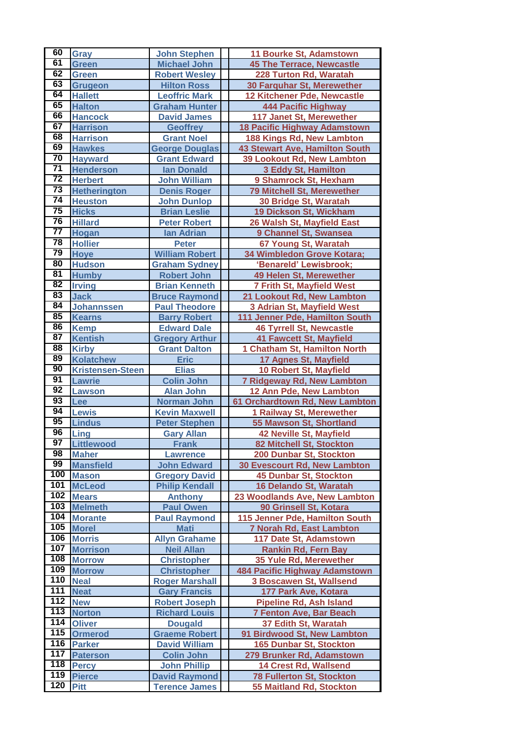| | | | | |
|---|---|---|---|---|
| 60 | Gray | John Stephen | | 11 Bourke St, Adamstown |
| 61 | Green | Michael John | | 45 The Terrace, Newcastle |
| 62 | Green | Robert Wesley | | 228 Turton Rd, Waratah |
| 63 | Grugeon | Hilton Ross | | 30 Farquhar St, Merewether |
| 64 | Hallett | Leoffric Mark | | 12 Kitchener Pde, Newcastle |
| 65 | Halton | Graham Hunter | | 444 Pacific Highway |
| 66 | Hancock | David James | | 117 Janet St, Merewether |
| 67 | Harrison | Geoffrey | | 18 Pacific Highway Adamstown |
| 68 | Harrison | Grant Noel | | 188 Kings Rd, New Lambton |
| 69 | Hawkes | George Douglas | | 43 Stewart Ave, Hamilton South |
| 70 | Hayward | Grant Edward | | 39 Lookout Rd, New Lambton |
| 71 | Henderson | Ian Donald | | 3 Eddy St, Hamilton |
| 72 | Herbert | John William | | 9 Shamrock St, Hexham |
| 73 | Hetherington | Denis Roger | | 79 Mitchell St, Merewether |
| 74 | Heuston | John Dunlop | | 30 Bridge St, Waratah |
| 75 | Hicks | Brian Leslie | | 19 Dickson St, Wickham |
| 76 | Hillard | Peter Robert | | 26 Walsh St, Mayfield East |
| 77 | Hogan | Ian Adrian | | 9 Channel St, Swansea |
| 78 | Hollier | Peter | | 67 Young St, Waratah |
| 79 | Hoye | William Robert | | 34 Wimbledon Grove Kotara; |
| 80 | Hudson | Graham Sydney | | 'Benareld' Lewisbrook; |
| 81 | Humby | Robert John | | 49 Helen St, Merewether |
| 82 | Irving | Brian Kenneth | | 7 Frith St, Mayfield West |
| 83 | Jack | Bruce Raymond | | 21 Lookout Rd, New Lambton |
| 84 | Johannssen | Paul Theodore | | 3 Adrian St, Mayfield West |
| 85 | Kearns | Barry Robert | | 111 Jenner Pde, Hamilton South |
| 86 | Kemp | Edward Dale | | 46 Tyrrell St, Newcastle |
| 87 | Kentish | Gregory Arthur | | 41 Fawcett St, Mayfield |
| 88 | Kirby | Grant Dalton | | 1 Chatham St, Hamilton North |
| 89 | Kolatchew | Eric | | 17 Agnes St, Mayfield |
| 90 | Kristensen-Steen | Elias | | 10 Robert St, Mayfield |
| 91 | Lawrie | Colin John | | 7 Ridgeway Rd, New Lambton |
| 92 | Lawson | Alan John | | 12 Ann Pde, New Lambton |
| 93 | Lee | Norman John | | 61 Orchardtown Rd, New Lambton |
| 94 | Lewis | Kevin Maxwell | | 1 Railway St, Merewether |
| 95 | Lindus | Peter Stephen | | 55 Mawson St, Shortland |
| 96 | Ling | Gary Allan | | 42 Neville St, Mayfield |
| 97 | Littlewood | Frank | | 82 Mitchell St, Stockton |
| 98 | Maher | Lawrence | | 200 Dunbar St, Stockton |
| 99 | Mansfield | John Edward | | 30 Evescourt Rd, New Lambton |
| 100 | Mason | Gregory David | | 45 Dunbar St, Stockton |
| 101 | McLeod | Philip Kendall | | 16 Delando St, Waratah |
| 102 | Mears | Anthony | | 23 Woodlands Ave, New Lambton |
| 103 | Melmeth | Paul Owen | | 90 Grinsell St, Kotara |
| 104 | Morante | Paul Raymond | | 115 Jenner Pde, Hamilton South |
| 105 | Morel | Mati | | 7 Norah Rd, East Lambton |
| 106 | Morris | Allyn Grahame | | 117 Date St, Adamstown |
| 107 | Morrison | Neil Allan | | Rankin Rd, Fern Bay |
| 108 | Morrow | Christopher | | 35 Yule Rd, Merewether |
| 109 | Morrow | Christopher | | 484 Pacific Highway Adamstown |
| 110 | Neal | Roger Marshall | | 3 Boscawen St, Wallsend |
| 111 | Neat | Gary Francis | | 177 Park Ave, Kotara |
| 112 | New | Robert Joseph | | Pipeline Rd, Ash Island |
| 113 | Norton | Richard Louis | | 7 Fenton Ave, Bar Beach |
| 114 | Oliver | Dougald | | 37 Edith St, Waratah |
| 115 | Ormerod | Graeme Robert | | 91 Birdwood St, New Lambton |
| 116 | Parker | David William | | 165 Dunbar St, Stockton |
| 117 | Paterson | Colin John | | 279 Brunker Rd, Adamstown |
| 118 | Percy | John Phillip | | 14 Crest Rd, Wallsend |
| 119 | Pierce | David Raymond | | 78 Fullerton St, Stockton |
| 120 | Pitt | Terence James | | 55 Maitland Rd, Stockton |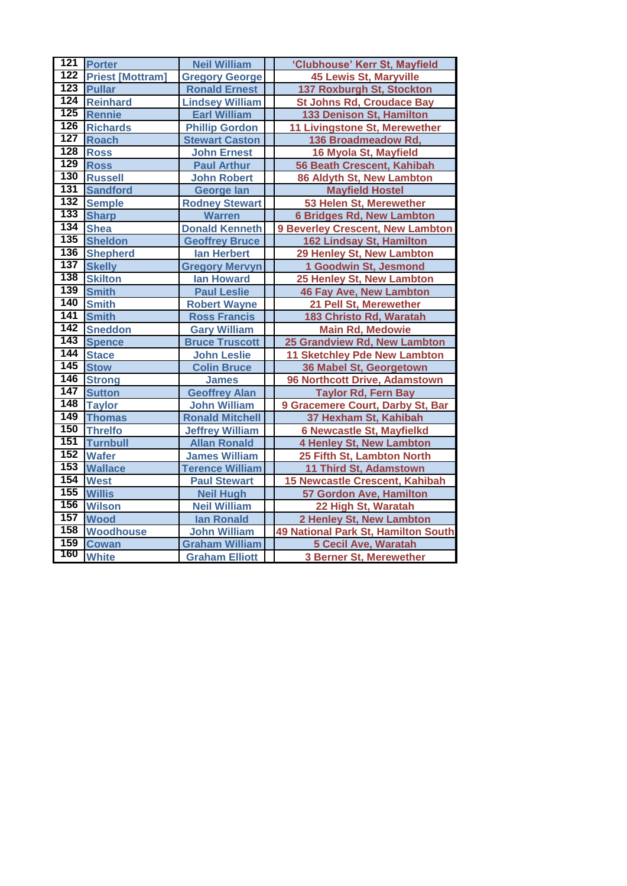| | | | | |
|---|---|---|---|---|
| 121 | Porter | Neil William | | ‘Clubhouse’ Kerr St, Mayfield |
| 122 | Priest [Mottram] | Gregory George | | 45 Lewis St, Maryville |
| 123 | Pullar | Ronald Ernest | | 137 Roxburgh St, Stockton |
| 124 | Reinhard | Lindsey William | | St Johns Rd, Croudace Bay |
| 125 | Rennie | Earl William | | 133 Denison St, Hamilton |
| 126 | Richards | Phillip Gordon | | 11 Livingstone St, Merewether |
| 127 | Roach | Stewart Caston | | 136 Broadmeadow Rd, |
| 128 | Ross | John Ernest | | 16 Myola St, Mayfield |
| 129 | Ross | Paul Arthur | | 56 Beath Crescent, Kahibah |
| 130 | Russell | John Robert | | 86 Aldyth St, New Lambton |
| 131 | Sandford | George Ian | | Mayfield Hostel |
| 132 | Semple | Rodney Stewart | | 53 Helen St, Merewether |
| 133 | Sharp | Warren | | 6 Bridges Rd, New Lambton |
| 134 | Shea | Donald Kenneth | | 9 Beverley Crescent, New Lambton |
| 135 | Sheldon | Geoffrey Bruce | | 162 Lindsay St, Hamilton |
| 136 | Shepherd | Ian Herbert | | 29 Henley St, New Lambton |
| 137 | Skelly | Gregory Mervyn | | 1 Goodwin St, Jesmond |
| 138 | Skilton | Ian Howard | | 25 Henley St, New Lambton |
| 139 | Smith | Paul Leslie | | 46 Fay Ave, New Lambton |
| 140 | Smith | Robert Wayne | | 21 Pell St, Merewether |
| 141 | Smith | Ross Francis | | 183 Christo Rd, Waratah |
| 142 | Sneddon | Gary William | | Main Rd, Medowie |
| 143 | Spence | Bruce Truscott | | 25 Grandview Rd, New Lambton |
| 144 | Stace | John Leslie | | 11 Sketchley Pde New Lambton |
| 145 | Stow | Colin Bruce | | 36 Mabel St, Georgetown |
| 146 | Strong | James | | 96 Northcott Drive, Adamstown |
| 147 | Sutton | Geoffrey Alan | | Taylor Rd, Fern Bay |
| 148 | Taylor | John William | | 9 Gracemere Court, Darby St, Bar |
| 149 | Thomas | Ronald Mitchell | | 37 Hexham St, Kahibah |
| 150 | Threlfo | Jeffrey William | | 6 Newcastle St, Mayfielkd |
| 151 | Turnbull | Allan Ronald | | 4 Henley St, New Lambton |
| 152 | Wafer | James William | | 25 Fifth St, Lambton North |
| 153 | Wallace | Terence William | | 11 Third St, Adamstown |
| 154 | West | Paul Stewart | | 15 Newcastle Crescent, Kahibah |
| 155 | Willis | Neil Hugh | | 57 Gordon Ave, Hamilton |
| 156 | Wilson | Neil William | | 22 High St, Waratah |
| 157 | Wood | Ian Ronald | | 2 Henley St, New Lambton |
| 158 | Woodhouse | John William | | 49 National Park St, Hamilton South |
| 159 | Cowan | Graham William | | 5 Cecil Ave, Waratah |
| 160 | White | Graham Elliott | | 3 Berner St, Merewether |